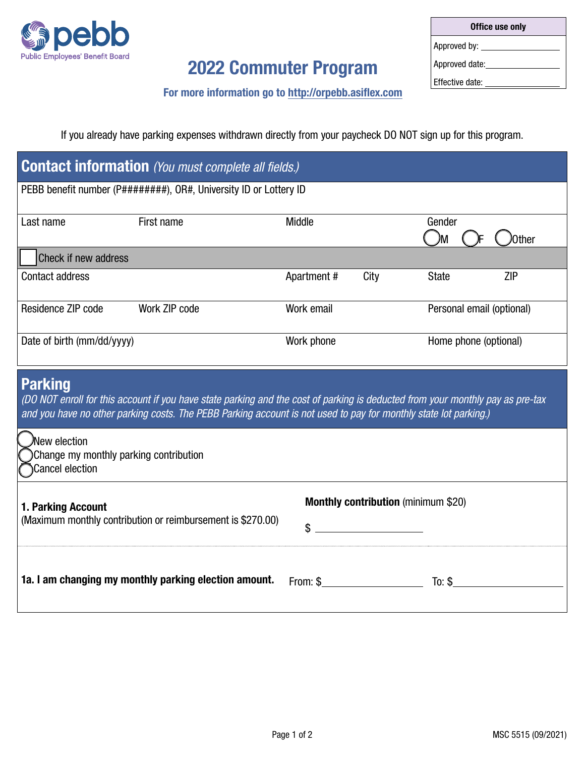pebb
Public Employees' Benefit Board

| Office use only |
|---|
| Approved by: ________ |
| Approved date: ________ |
| Effective date: ________ |

# 2022 Commuter Program

**For more information go to http://orpebb.asiflex.com**

If you already have parking expenses withdrawn directly from your paycheck DO NOT sign up for this program.

## Contact information *(You must complete all fields.)*

| PEBB benefit number (P########), OR#, University ID or Lottery ID | | | | | |
|---|---|---|---|---|---|
| Last name | First name | Middle | | Gender ○M ○F ○Other | |
| ☐ Check if new address | | | | | |
| Contact address | | Apartment # | City | State | ZIP |
| Residence ZIP code | Work ZIP code | Work email | | Personal email (optional) | |
| Date of birth (mm/dd/yyyy) | | Work phone | | Home phone (optional) | |

## Parking

*(DO NOT enroll for this account if you have state parking and the cost of parking is deducted from your monthly pay as pre-tax and you have no other parking costs. The PEBB Parking account is not used to pay for monthly state lot parking.)*

○ New election
○ Change my monthly parking contribution
○ Cancel election

**1. Parking Account**
(Maximum monthly contribution or reimbursement is $270.00)

**Monthly contribution** (minimum $20)

$ ________

**1a. I am changing my monthly parking election amount.** From: $________ To: $________

MSC 5515 (09/2021)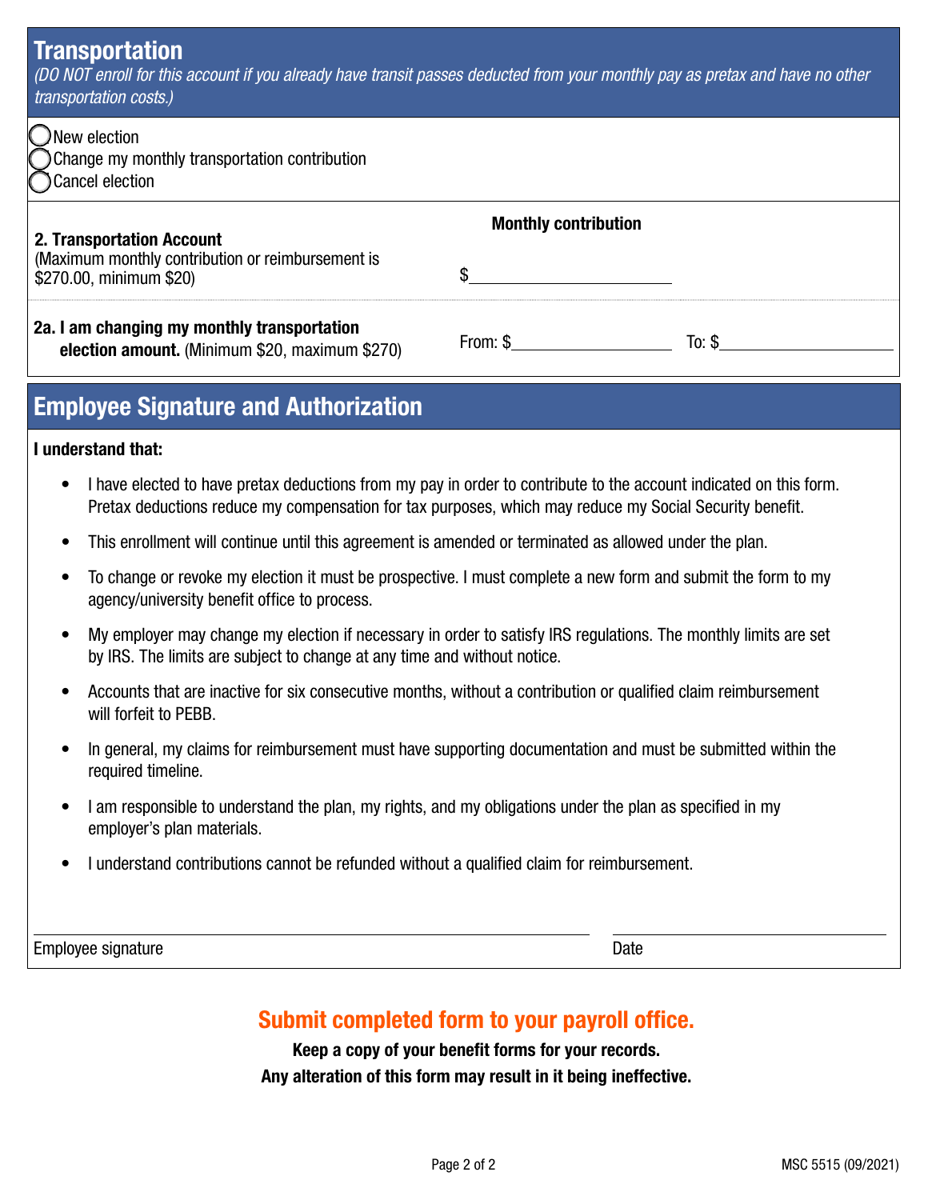## Transportation

*(DO NOT enroll for this account if you already have transit passes deducted from your monthly pay as pretax and have no other transportation costs.)*

◯ New election
◯ Change my monthly transportation contribution
◯ Cancel election

| | Monthly contribution | |
|---|---|---|
| **2. Transportation Account** (Maximum monthly contribution or reimbursement is $270.00, minimum $20) | $\_\_\_\_\_\_\_\_\_\_ | |
| **2a. I am changing my monthly transportation election amount.** (Minimum $20, maximum $270) | From: $\_\_\_\_\_\_\_\_\_\_ | To: $\_\_\_\_\_\_\_\_\_\_ |

## Employee Signature and Authorization

**I understand that:**

- I have elected to have pretax deductions from my pay in order to contribute to the account indicated on this form. Pretax deductions reduce my compensation for tax purposes, which may reduce my Social Security benefit.
- This enrollment will continue until this agreement is amended or terminated as allowed under the plan.
- To change or revoke my election it must be prospective. I must complete a new form and submit the form to my agency/university benefit office to process.
- My employer may change my election if necessary in order to satisfy IRS regulations. The monthly limits are set by IRS. The limits are subject to change at any time and without notice.
- Accounts that are inactive for six consecutive months, without a contribution or qualified claim reimbursement will forfeit to PEBB.
- In general, my claims for reimbursement must have supporting documentation and must be submitted within the required timeline.
- I am responsible to understand the plan, my rights, and my obligations under the plan as specified in my employer's plan materials.
- I understand contributions cannot be refunded without a qualified claim for reimbursement.

Employee signature \_\_\_\_\_\_\_\_\_\_\_\_\_\_\_\_\_\_\_\_ Date \_\_\_\_\_\_\_\_\_\_

**Submit completed form to your payroll office.**

**Keep a copy of your benefit forms for your records.**

**Any alteration of this form may result in it being ineffective.**

MSC 5515 (09/2021)